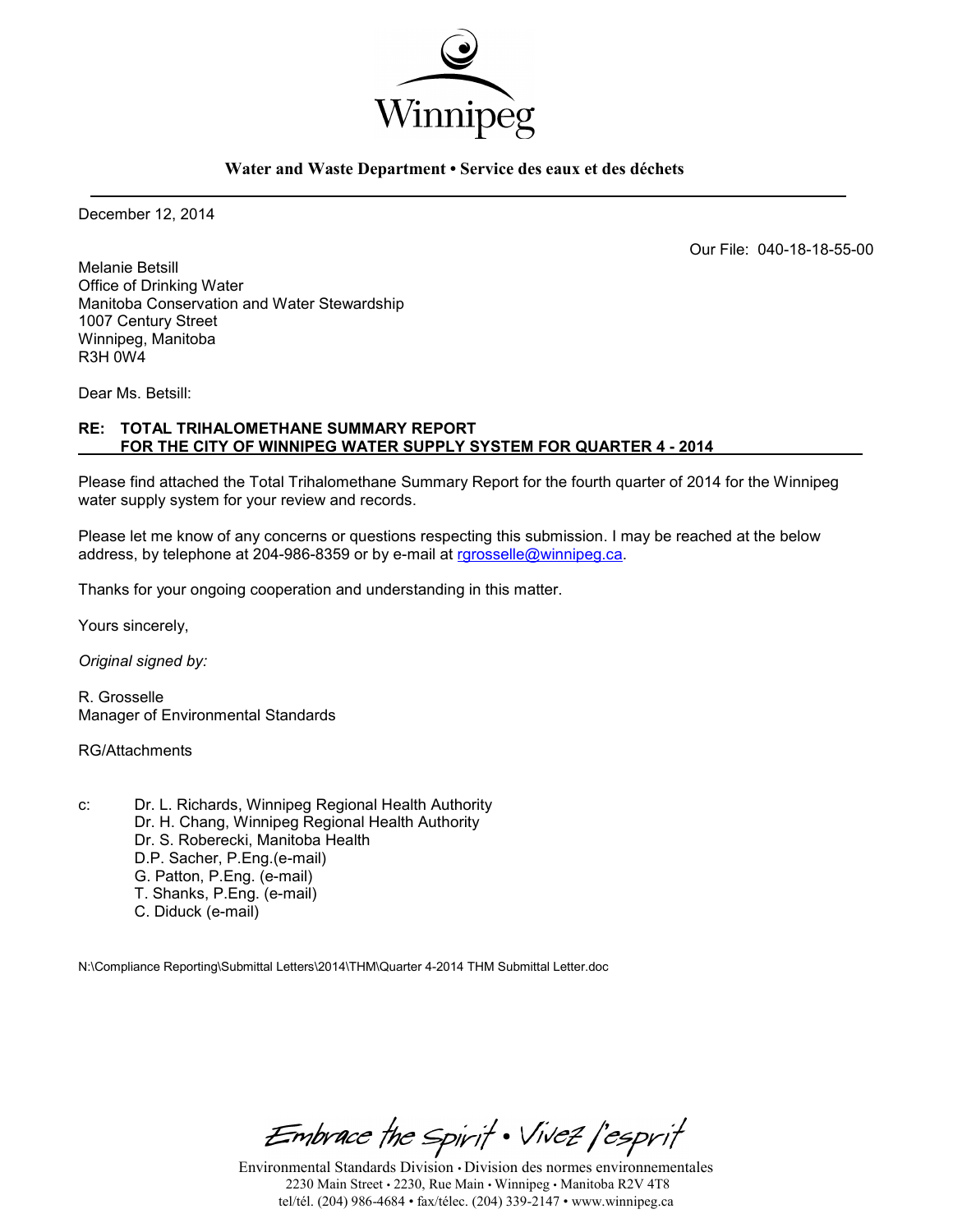Winnipeg

**Water and Waste Department • Service des eaux et des déchets**

December 12, 2014

Our File: 040-18-18-55-00

Melanie Betsill
Office of Drinking Water
Manitoba Conservation and Water Stewardship
1007 Century Street
Winnipeg, Manitoba
R3H 0W4

Dear Ms. Betsill:

**RE: TOTAL TRIHALOMETHANE SUMMARY REPORT FOR THE CITY OF WINNIPEG WATER SUPPLY SYSTEM FOR QUARTER 4 - 2014**

Please find attached the Total Trihalomethane Summary Report for the fourth quarter of 2014 for the Winnipeg water supply system for your review and records.

Please let me know of any concerns or questions respecting this submission. I may be reached at the below address, by telephone at 204-986-8359 or by e-mail at rgrosselle@winnipeg.ca.

Thanks for your ongoing cooperation and understanding in this matter.

Yours sincerely,

*Original signed by:*

R. Grosselle
Manager of Environmental Standards

RG/Attachments

c: Dr. L. Richards, Winnipeg Regional Health Authority
Dr. H. Chang, Winnipeg Regional Health Authority
Dr. S. Roberecki, Manitoba Health
D.P. Sacher, P.Eng.(e-mail)
G. Patton, P.Eng. (e-mail)
T. Shanks, P.Eng. (e-mail)
C. Diduck (e-mail)

N:\Compliance Reporting\Submittal Letters\2014\THM\Quarter 4-2014 THM Submittal Letter.doc

Embrace the Spirit • Vivez l'esprit

Environmental Standards Division • Division des normes environnementales
2230 Main Street • 2230, Rue Main • Winnipeg • Manitoba R2V 4T8
tel/tél. (204) 986-4684 • fax/télec. (204) 339-2147 • www.winnipeg.ca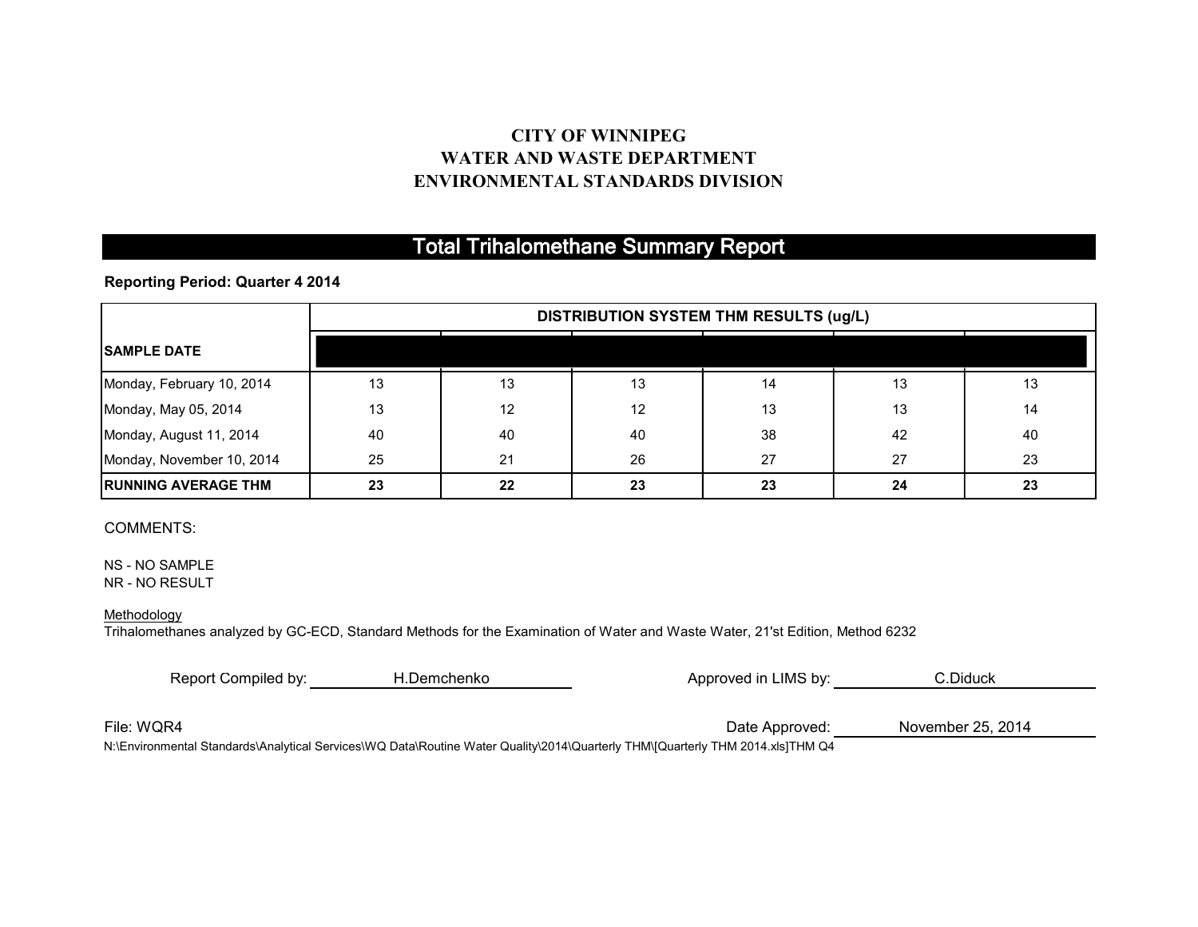**CITY OF WINNIPEG**
**WATER AND WASTE DEPARTMENT**
**ENVIRONMENTAL STANDARDS DIVISION**

# Total Trihalomethane Summary Report

**Reporting Period: Quarter 4 2014**

| | DISTRIBUTION SYSTEM THM RESULTS (ug/L) | | | | | |
|---|---|---|---|---|---|---|
| **SAMPLE DATE** | | | | | | |
| Monday, February 10, 2014 | 13 | 13 | 13 | 14 | 13 | 13 |
| Monday, May 05, 2014 | 13 | 12 | 12 | 13 | 13 | 14 |
| Monday, August 11, 2014 | 40 | 40 | 40 | 38 | 42 | 40 |
| Monday, November 10, 2014 | 25 | 21 | 26 | 27 | 27 | 23 |
| **RUNNING AVERAGE THM** | **23** | **22** | **23** | **23** | **24** | **23** |

COMMENTS:

NS - NO SAMPLE
NR - NO RESULT

Methodology
Trihalomethanes analyzed by GC-ECD, Standard Methods for the Examination of Water and Waste Water, 21'st Edition, Method 6232

Report Compiled by: H.Demchenko

Approved in LIMS by: C.Diduck

File: WQR4

Date Approved: November 25, 2014

N:\Environmental Standards\Analytical Services\WQ Data\Routine Water Quality\2014\Quarterly THM\[Quarterly THM 2014.xls]THM Q4